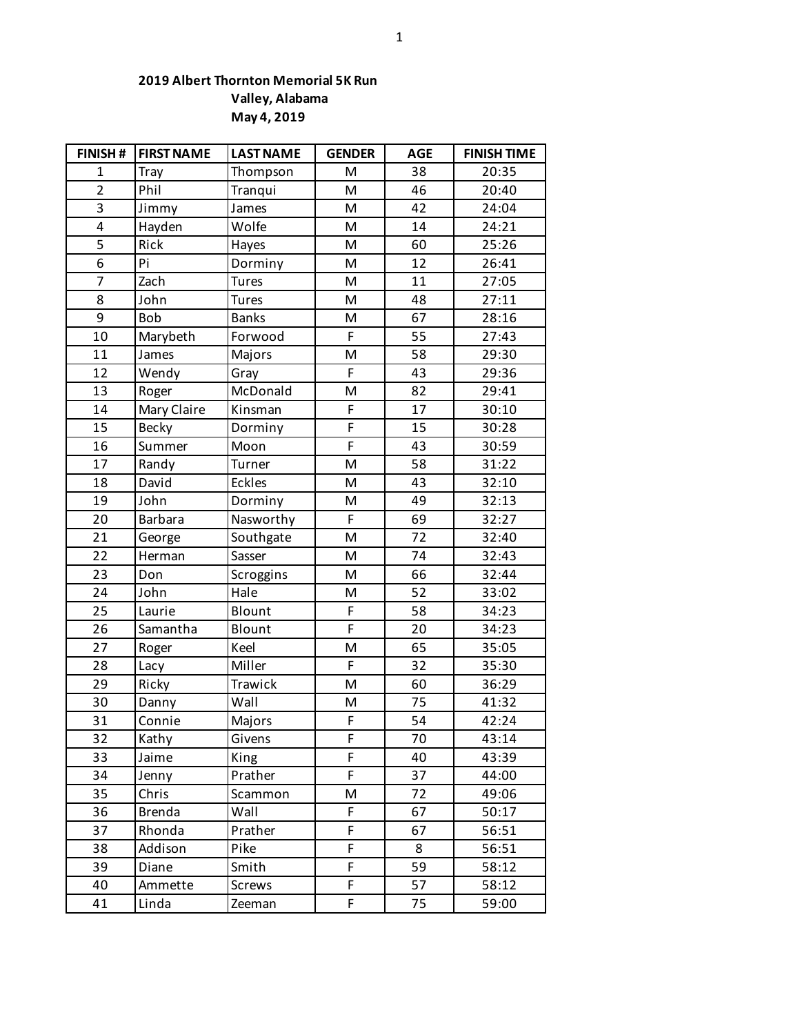**2019 Albert Thornton Memorial 5K Run**
**Valley, Alabama**
**May 4, 2019**

| FINISH # | FIRST NAME | LAST NAME | GENDER | AGE | FINISH TIME |
|---|---|---|---|---|---|
| 1 | Tray | Thompson | M | 38 | 20:35 |
| 2 | Phil | Tranqui | M | 46 | 20:40 |
| 3 | Jimmy | James | M | 42 | 24:04 |
| 4 | Hayden | Wolfe | M | 14 | 24:21 |
| 5 | Rick | Hayes | M | 60 | 25:26 |
| 6 | Pi | Dorminy | M | 12 | 26:41 |
| 7 | Zach | Tures | M | 11 | 27:05 |
| 8 | John | Tures | M | 48 | 27:11 |
| 9 | Bob | Banks | M | 67 | 28:16 |
| 10 | Marybeth | Forwood | F | 55 | 27:43 |
| 11 | James | Majors | M | 58 | 29:30 |
| 12 | Wendy | Gray | F | 43 | 29:36 |
| 13 | Roger | McDonald | M | 82 | 29:41 |
| 14 | Mary Claire | Kinsman | F | 17 | 30:10 |
| 15 | Becky | Dorminy | F | 15 | 30:28 |
| 16 | Summer | Moon | F | 43 | 30:59 |
| 17 | Randy | Turner | M | 58 | 31:22 |
| 18 | David | Eckles | M | 43 | 32:10 |
| 19 | John | Dorminy | M | 49 | 32:13 |
| 20 | Barbara | Nasworthy | F | 69 | 32:27 |
| 21 | George | Southgate | M | 72 | 32:40 |
| 22 | Herman | Sasser | M | 74 | 32:43 |
| 23 | Don | Scroggins | M | 66 | 32:44 |
| 24 | John | Hale | M | 52 | 33:02 |
| 25 | Laurie | Blount | F | 58 | 34:23 |
| 26 | Samantha | Blount | F | 20 | 34:23 |
| 27 | Roger | Keel | M | 65 | 35:05 |
| 28 | Lacy | Miller | F | 32 | 35:30 |
| 29 | Ricky | Trawick | M | 60 | 36:29 |
| 30 | Danny | Wall | M | 75 | 41:32 |
| 31 | Connie | Majors | F | 54 | 42:24 |
| 32 | Kathy | Givens | F | 70 | 43:14 |
| 33 | Jaime | King | F | 40 | 43:39 |
| 34 | Jenny | Prather | F | 37 | 44:00 |
| 35 | Chris | Scammon | M | 72 | 49:06 |
| 36 | Brenda | Wall | F | 67 | 50:17 |
| 37 | Rhonda | Prather | F | 67 | 56:51 |
| 38 | Addison | Pike | F | 8 | 56:51 |
| 39 | Diane | Smith | F | 59 | 58:12 |
| 40 | Ammette | Screws | F | 57 | 58:12 |
| 41 | Linda | Zeeman | F | 75 | 59:00 |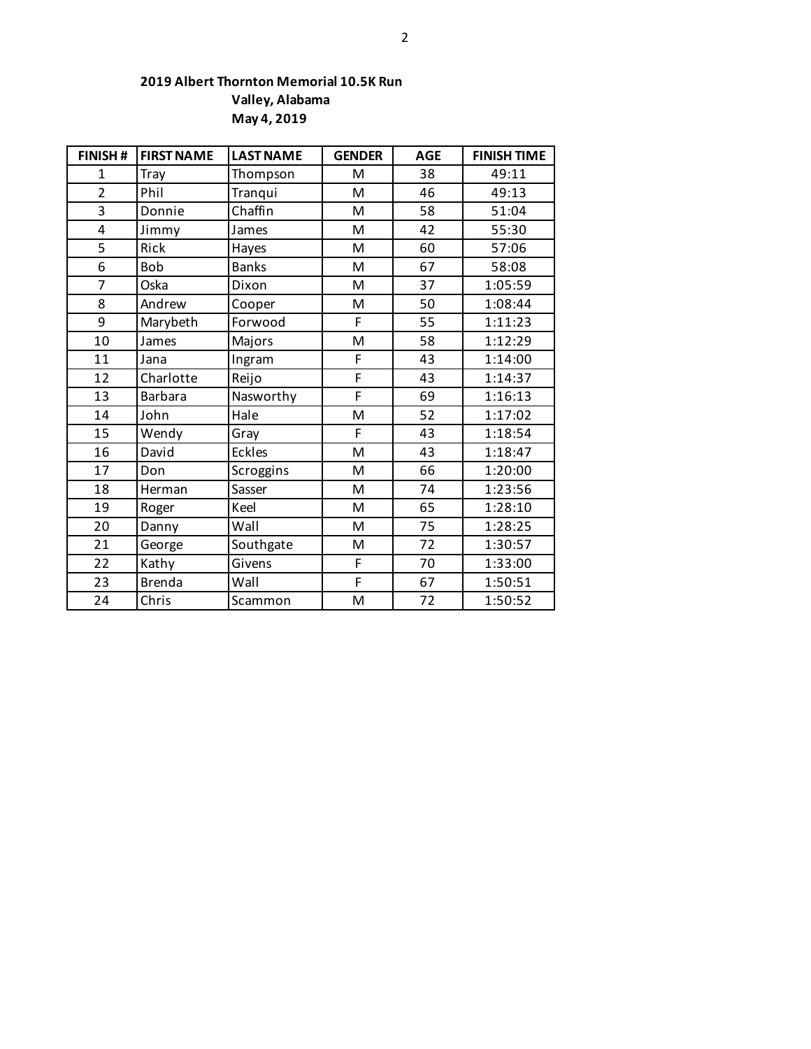**2019 Albert Thornton Memorial 10.5K Run**
**Valley, Alabama**
**May 4, 2019**

| FINISH # | FIRST NAME | LAST NAME | GENDER | AGE | FINISH TIME |
|---|---|---|---|---|---|
| 1 | Tray | Thompson | M | 38 | 49:11 |
| 2 | Phil | Tranqui | M | 46 | 49:13 |
| 3 | Donnie | Chaffin | M | 58 | 51:04 |
| 4 | Jimmy | James | M | 42 | 55:30 |
| 5 | Rick | Hayes | M | 60 | 57:06 |
| 6 | Bob | Banks | M | 67 | 58:08 |
| 7 | Oska | Dixon | M | 37 | 1:05:59 |
| 8 | Andrew | Cooper | M | 50 | 1:08:44 |
| 9 | Marybeth | Forwood | F | 55 | 1:11:23 |
| 10 | James | Majors | M | 58 | 1:12:29 |
| 11 | Jana | Ingram | F | 43 | 1:14:00 |
| 12 | Charlotte | Reijo | F | 43 | 1:14:37 |
| 13 | Barbara | Nasworthy | F | 69 | 1:16:13 |
| 14 | John | Hale | M | 52 | 1:17:02 |
| 15 | Wendy | Gray | F | 43 | 1:18:54 |
| 16 | David | Eckles | M | 43 | 1:18:47 |
| 17 | Don | Scroggins | M | 66 | 1:20:00 |
| 18 | Herman | Sasser | M | 74 | 1:23:56 |
| 19 | Roger | Keel | M | 65 | 1:28:10 |
| 20 | Danny | Wall | M | 75 | 1:28:25 |
| 21 | George | Southgate | M | 72 | 1:30:57 |
| 22 | Kathy | Givens | F | 70 | 1:33:00 |
| 23 | Brenda | Wall | F | 67 | 1:50:51 |
| 24 | Chris | Scammon | M | 72 | 1:50:52 |